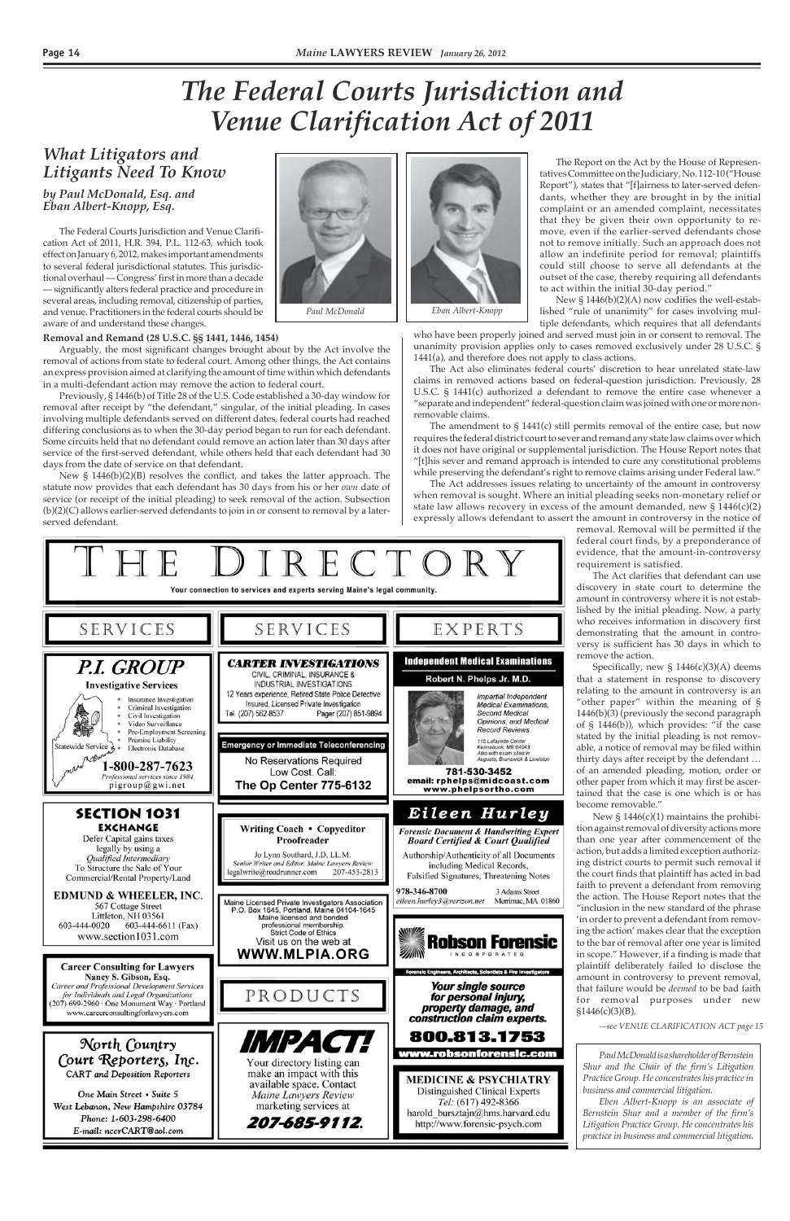# The Federal Courts Jurisdiction and Venue Clarification Act of 2011

## *What Litigators and Litigants Need To Know*

*by Paul McDonald, Esq. and Eban Albert-Knopp, Esq.*

*Paul McDonald*

*Eban Albert-Knopp*

The Federal Courts Jurisdiction and Venue Clarification Act of 2011, H.R. 394, P.L. 112-63, which took effect on January 6, 2012, makes important amendments to several federal jurisdictional statutes. This jurisdictional overhaul — Congress' first in more than a decade — significantly alters federal practice and procedure in several areas, including removal, citizenship of parties, and venue. Practitioners in the federal courts should be aware of and understand these changes.

**Removal and Remand (28 U.S.C. §§ 1441, 1446, 1454)**

Arguably, the most significant changes brought about by the Act involve the removal of actions from state to federal court. Among other things, the Act contains an express provision aimed at clarifying the amount of time within which defendants in a multi-defendant action may remove the action to federal court.

Previously, § 1446(b) of Title 28 of the U.S. Code established a 30-day window for removal after receipt by "the defendant," singular, of the initial pleading. In cases involving multiple defendants served on different dates, federal courts had reached differing conclusions as to when the 30-day period began to run for each defendant. Some circuits held that no defendant could remove an action later than 30 days after service of the first-served defendant, while others held that each defendant had 30 days from the date of service on that defendant.

New § 1446(b)(2)(B) resolves the conflict, and takes the latter approach. The statute now provides that each defendant has 30 days from his or her *own* date of service (or receipt of the initial pleading) to seek removal of the action. Subsection (b)(2)(C) allows earlier-served defendants to join in or consent to removal by a later-served defendant.

The Report on the Act by the House of Representatives Committee on the Judiciary, No. 112-10 ("House Report"), states that "[f]airness to later-served defendants, whether they are brought in by the initial complaint or an amended complaint, necessitates that they be given their own opportunity to remove, even if the earlier-served defendants chose not to remove initially. Such an approach does not allow an indefinite period for removal; plaintiffs could still choose to serve all defendants at the outset of the case, thereby requiring all defendants to act within the initial 30-day period."

New § 1446(b)(2)(A) now codifies the well-established "rule of unanimity" for cases involving multiple defendants, which requires that all defendants who have been properly joined and served must join in or consent to removal. The unanimity provision applies only to cases removed exclusively under 28 U.S.C. § 1441(a), and therefore does not apply to class actions.

The Act also eliminates federal courts' discretion to hear unrelated state-law claims in removed actions based on federal-question jurisdiction. Previously, 28 U.S.C. § 1441(c) authorized a defendant to remove the entire case whenever a "separate and independent" federal-question claim was joined with one or more non-removable claims.

The amendment to § 1441(c) still permits removal of the entire case, but now requires the federal district court to sever and remand any state law claims over which it does not have original or supplemental jurisdiction. The House Report notes that "[t]his sever and remand approach is intended to cure any constitutional problems while preserving the defendant's right to remove claims arising under Federal law."

The Act addresses issues relating to uncertainty of the amount in controversy when removal is sought. Where an initial pleading seeks non-monetary relief or state law allows recovery in excess of the amount demanded, new § 1446(c)(2) expressly allows defendant to assert the amount in controversy in the notice of removal. Removal will be permitted if the federal court finds, by a preponderance of evidence, that the amount-in-controversy requirement is satisfied.

The Act clarifies that defendant can use discovery in state court to determine the amount in controversy where it is not established by the initial pleading. Now, a party who receives information in discovery first demonstrating that the amount in controversy is sufficient has 30 days in which to remove the action.

Specifically, new § 1446(c)(3)(A) deems that a statement in response to discovery relating to the amount in controversy is an "other paper" within the meaning of § 1446(b)(3) (previously the second paragraph of § 1446(b)), which provides: "if the case stated by the initial pleading is not removable, a notice of removal may be filed within thirty days after receipt by the defendant … of an amended pleading, motion, order or other paper from which it may first be ascertained that the case is one which is or has become removable."

New § 1446(c)(1) maintains the prohibition against removal of diversity actions more than one year after commencement of the action, but adds a limited exception authorizing district courts to permit such removal if the court finds that plaintiff has acted in bad faith to prevent a defendant from removing the action. The House Report notes that the "inclusion in the new standard of the phrase 'in order to prevent a defendant from removing the action' makes clear that the exception to the bar of removal after one year is limited in scope." However, if a finding is made that plaintiff deliberately failed to disclose the amount in controversy to prevent removal, that failure would be *deemed* to be bad faith for removal purposes under new §1446(c)(3)(B).

*—see VENUE CLARIFICATION ACT page 15*

*Paul McDonald is a shareholder of Bernstein Shur and the Chair of the firm's Litigation Practice Group. He concentrates his practice in business and commercial litigation.*

*Eben Albert-Knopp is an associate of Bernstein Shur and a member of the firm's Litigation Practice Group. He concentrates his practice in business and commercial litigation.*

---

# THE DIRECTORY

Your connection to services and experts serving Maine's legal community.

## SERVICES

**P.I. GROUP**
**Investigative Services**
- Insurance Investigation
- Criminal Investigation
- Civil Investigation
- Video Surveillance
- Pre-Employment Screening
- Premise Liability
- Electronic Database

Statewide Service
**1-800-287-7623**
*Professional services since 1984*
pigroup@gwi.net

**SECTION 1031 EXCHANGE**
Defer Capital gains taxes legally by using a *Qualified Intermediary* To Structure the Sale of Your Commercial/Rental Property/Land
**EDMUND & WHEELER, INC.**
567 Cottage Street
Littleton, NH 03561
603-444-0020 603-444-6611 (Fax)
www.section1031.com

**Career Consulting for Lawyers**
Nancy S. Gibson, Esq.
*Career and Professional Development Services for Individuals and Legal Organizations*
(207) 699-2960 · One Monument Way · Portland
www.careerconsultingforlawyers.com

**North Country Court Reporters, Inc.**
CART and Deposition Reporters
One Main Street • Suite 5
West Lebanon, New Hampshire 03784
Phone: 1-603-298-6400
E-mail: nccrCART@aol.com

## SERVICES

**CARTER INVESTIGATIONS**
CIVIL, CRIMINAL, INSURANCE & INDUSTRIAL INVESTIGATIONS
12 Years experience, Retired State Police Detective
Insured, Licensed Private Investigation
Tel. (207) 562-8537 Pager (207) 851-9894

**Emergency or Immediate Teleconferencing**
No Reservations Required
Low Cost. Call:
**The Op Center 775-6132**

**Writing Coach • Copyeditor**
**Proofreader**
Jo Lynn Southard, J.D., LL.M.
*Senior Writer and Editor, Maine Lawyers Review*
legalwrite@roadrunner.com 207-453-2813

Maine Licensed Private Investigators Association
P.O. Box 1645, Portland, Maine 04104-1645
Maine licensed and bonded professional membership.
Strict Code of Ethics
Visit us on the web at
**WWW.MLPIA.ORG**

## PRODUCTS

**IMPACT!**
Your directory listing can make an impact with this available space. Contact *Maine Lawyers Review* marketing services at
**207-685-9112.**

## EXPERTS

**Independent Medical Examinations**
**Robert N. Phelps Jr. M.D.**
*Impartial Independent Medical Examinations, Second Medical Opinions, and Medical Record Reviews*
115 Lafayette Center
Kennebunk, ME 04043
Also with exam sites in Augusta, Brunswick & Lewiston
**781-530-3452**
**email: rphelps@midcoast.com**
**www.phelpsortho.com**

**Eileen Hurley**
*Forensic Document & Handwriting Expert*
*Board Certified & Court Qualified*
Authorship/Authenticity of all Documents including Medical Records, Falsified Signatures, Threatening Notes
978-346-8700 3 Adams Street
eileen.hurley3@verizon.net Merrimac, MA 01860

**Robson Forensic**
INCORPORATED
Forensic Engineers, Architects, Scientists & Fire Investigators
*Your single source for personal injury, property damage, and construction claim experts.*
**800.813.1753**
**www.robsonforensic.com**

**MEDICINE & PSYCHIATRY**
Distinguished Clinical Experts
*Tel:* (617) 492-8366
harold_bursztajn@hms.harvard.edu
http://www.forensic-psych.com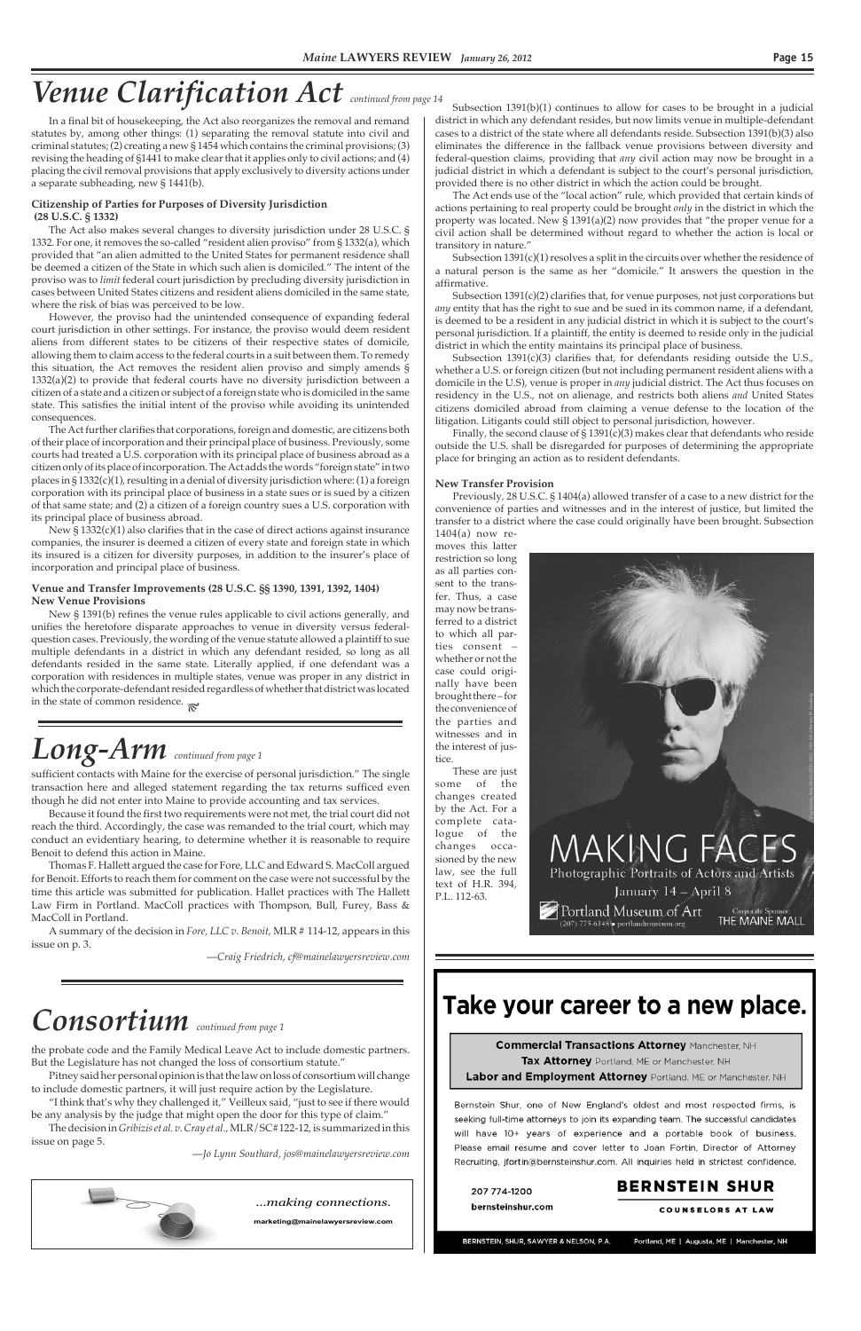# *Venue Clarification Act* *continued from page 14*

In a final bit of housekeeping, the Act also reorganizes the removal and remand statutes by, among other things: (1) separating the removal statute into civil and criminal statutes; (2) creating a new § 1454 which contains the criminal provisions; (3) revising the heading of §1441 to make clear that it applies only to civil actions; and (4) placing the civil removal provisions that apply exclusively to diversity actions under a separate subheading, new § 1441(b).

**Citizenship of Parties for Purposes of Diversity Jurisdiction (28 U.S.C. § 1332)**

The Act also makes several changes to diversity jurisdiction under 28 U.S.C. § 1332. For one, it removes the so-called "resident alien proviso" from § 1332(a), which provided that "an alien admitted to the United States for permanent residence shall be deemed a citizen of the State in which such alien is domiciled." The intent of the proviso was to *limit* federal court jurisdiction by precluding diversity jurisdiction in cases between United States citizens and resident aliens domiciled in the same state, where the risk of bias was perceived to be low.

However, the proviso had the unintended consequence of expanding federal court jurisdiction in other settings. For instance, the proviso would deem resident aliens from different states to be citizens of their respective states of domicile, allowing them to claim access to the federal courts in a suit between them. To remedy this situation, the Act removes the resident alien proviso and simply amends § 1332(a)(2) to provide that federal courts have no diversity jurisdiction between a citizen of a state and a citizen or subject of a foreign state who is domiciled in the same state. This satisfies the initial intent of the proviso while avoiding its unintended consequences.

The Act further clarifies that corporations, foreign and domestic, are citizens both of their place of incorporation and their principal place of business. Previously, some courts had treated a U.S. corporation with its principal place of business abroad as a citizen only of its place of incorporation. The Act adds the words "foreign state" in two places in § 1332(c)(1), resulting in a denial of diversity jurisdiction where: (1) a foreign corporation with its principal place of business in a state sues or is sued by a citizen of that same state; and (2) a citizen of a foreign country sues a U.S. corporation with its principal place of business abroad.

New § 1332(c)(1) also clarifies that in the case of direct actions against insurance companies, the insurer is deemed a citizen of every state and foreign state in which its insured is a citizen for diversity purposes, in addition to the insurer's place of incorporation and principal place of business.

**Venue and Transfer Improvements (28 U.S.C. §§ 1390, 1391, 1392, 1404)**
**New Venue Provisions**

New § 1391(b) refines the venue rules applicable to civil actions generally, and unifies the heretofore disparate approaches to venue in diversity versus federal-question cases. Previously, the wording of the venue statute allowed a plaintiff to sue multiple defendants in a district in which any defendant resided, so long as all defendants resided in the same state. Literally applied, if one defendant was a corporation with residences in multiple states, venue was proper in any district in which the corporate-defendant resided regardless of whether that district was located in the state of common residence.

Subsection 1391(b)(1) continues to allow for cases to be brought in a judicial district in which any defendant resides, but now limits venue in multiple-defendant cases to a district of the state where all defendants reside. Subsection 1391(b)(3) also eliminates the difference in the fallback venue provisions between diversity and federal-question claims, providing that *any* civil action may now be brought in a judicial district in which a defendant is subject to the court's personal jurisdiction, provided there is no other district in which the action could be brought.

The Act ends use of the "local action" rule, which provided that certain kinds of actions pertaining to real property could be brought *only* in the district in which the property was located. New § 1391(a)(2) now provides that "the proper venue for a civil action shall be determined without regard to whether the action is local or transitory in nature."

Subsection 1391(c)(1) resolves a split in the circuits over whether the residence of a natural person is the same as her "domicile." It answers the question in the affirmative.

Subsection 1391(c)(2) clarifies that, for venue purposes, not just corporations but *any* entity that has the right to sue and be sued in its common name, if a defendant, is deemed to be a resident in any judicial district in which it is subject to the court's personal jurisdiction. If a plaintiff, the entity is deemed to reside only in the judicial district in which the entity maintains its principal place of business.

Subsection 1391(c)(3) clarifies that, for defendants residing outside the U.S., whether a U.S. or foreign citizen (but not including permanent resident aliens with a domicile in the U.S), venue is proper in *any* judicial district. The Act thus focuses on residency in the U.S., not on alienage, and restricts both aliens *and* United States citizens domiciled abroad from claiming a venue defense to the location of the litigation. Litigants could still object to personal jurisdiction, however.

Finally, the second clause of § 1391(c)(3) makes clear that defendants who reside outside the U.S. shall be disregarded for purposes of determining the appropriate place for bringing an action as to resident defendants.

**New Transfer Provision**

Previously, 28 U.S.C. § 1404(a) allowed transfer of a case to a new district for the convenience of parties and witnesses and in the interest of justice, but limited the transfer to a district where the case could originally have been brought. Subsection 1404(a) now removes this latter restriction so long as all parties consent to the transfer. Thus, a case may now be transferred to a district to which all parties consent – whether or not the case could originally have been brought there – for the convenience of the parties and witnesses and in the interest of justice.

These are just some of the changes created by the Act. For a complete catalogue of the changes occasioned by the new law, see the full text of H.R. 394, P.L. 112-63.

MAKING FACES
Photographic Portraits of Actors and Artists
January 14 – April 8
Portland Museum of Art
(207) 775-6148 ■ portlandmuseum.org
Corporate Sponsor: THE MAINE MALL

# *Long-Arm* *continued from page 1*

sufficient contacts with Maine for the exercise of personal jurisdiction." The single transaction here and alleged statement regarding the tax returns sufficed even though he did not enter into Maine to provide accounting and tax services.

Because it found the first two requirements were not met, the trial court did not reach the third. Accordingly, the case was remanded to the trial court, which may conduct an evidentiary hearing, to determine whether it is reasonable to require Benoit to defend this action in Maine.

Thomas F. Hallett argued the case for Fore, LLC and Edward S. MacColl argued for Benoit. Efforts to reach them for comment on the case were not successful by the time this article was submitted for publication. Hallet practices with The Hallett Law Firm in Portland. MacColl practices with Thompson, Bull, Furey, Bass & MacColl in Portland.

A summary of the decision in *Fore, LLC v. Benoit*, MLR # 114-12, appears in this issue on p. 3.

*—Craig Friedrich, cf@mainelawyersreview.com*

# *Consortium* *continued from page 1*

the probate code and the Family Medical Leave Act to include domestic partners. But the Legislature has not changed the loss of consortium statute."

Pitney said her personal opinion is that the law on loss of consortium will change to include domestic partners, it will just require action by the Legislature.

"I think that's why they challenged it," Veilleux said, "just to see if there would be any analysis by the judge that might open the door for this type of claim."

The decision in *Gribizis et al. v. Cray et al.*, MLR/SC# 122-12, is summarized in this issue on page 5.

*—Jo Lynn Southard, jos@mainelawyersreview.com*

*...making connections.*
**marketing@mainelawyersreview.com**

## Take your career to a new place.

**Commercial Transactions Attorney** Manchester, NH
**Tax Attorney** Portland, ME or Manchester, NH
**Labor and Employment Attorney** Portland, ME or Manchester, NH

Bernstein Shur, one of New England's oldest and most respected firms, is seeking full-time attorneys to join its expanding team. The successful candidates will have 10+ years of experience and a portable book of business. Please email resume and cover letter to Joan Fortin, Director of Attorney Recruiting, jfortin@bernsteinshur.com. All inquiries held in strictest confidence.

207 774-1200
bernsteinshur.com

**BERNSTEIN SHUR**
COUNSELORS AT LAW

BERNSTEIN, SHUR, SAWYER & NELSON, P.A. Portland, ME | Augusta, ME | Manchester, NH